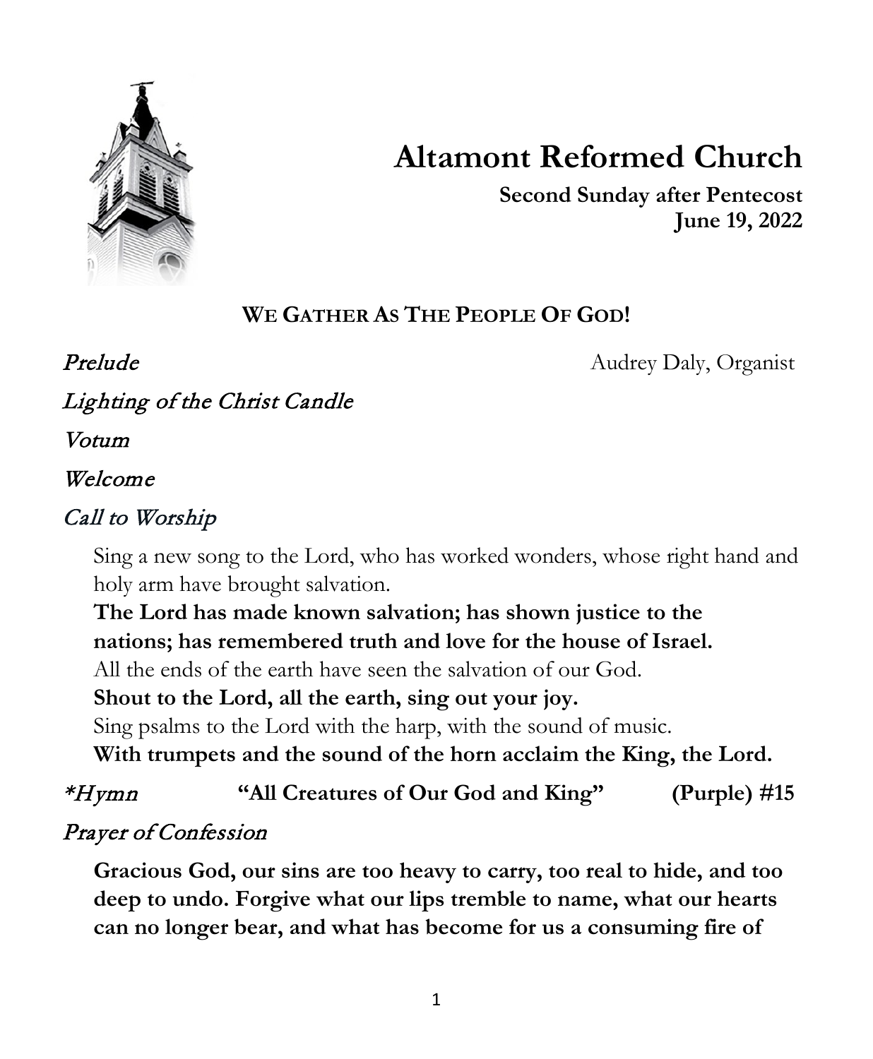# Altamont Reformed Church

**Second Sunday after Pentecost**
**June 19, 2022**

## WE GATHER AS THE PEOPLE OF GOD!

*Prelude* — Audrey Daly, Organist

*Lighting of the Christ Candle*

*Votum*

*Welcome*

*Call to Worship*

Sing a new song to the Lord, who has worked wonders, whose right hand and holy arm have brought salvation.
**The Lord has made known salvation; has shown justice to the nations; has remembered truth and love for the house of Israel.**
All the ends of the earth have seen the salvation of our God.
**Shout to the Lord, all the earth, sing out your joy.**
Sing psalms to the Lord with the harp, with the sound of music.
**With trumpets and the sound of the horn acclaim the King, the Lord.**

*\*Hymn* — **"All Creatures of Our God and King"** — **(Purple) #15**

*Prayer of Confession*

**Gracious God, our sins are too heavy to carry, too real to hide, and too deep to undo. Forgive what our lips tremble to name, what our hearts can no longer bear, and what has become for us a consuming fire of**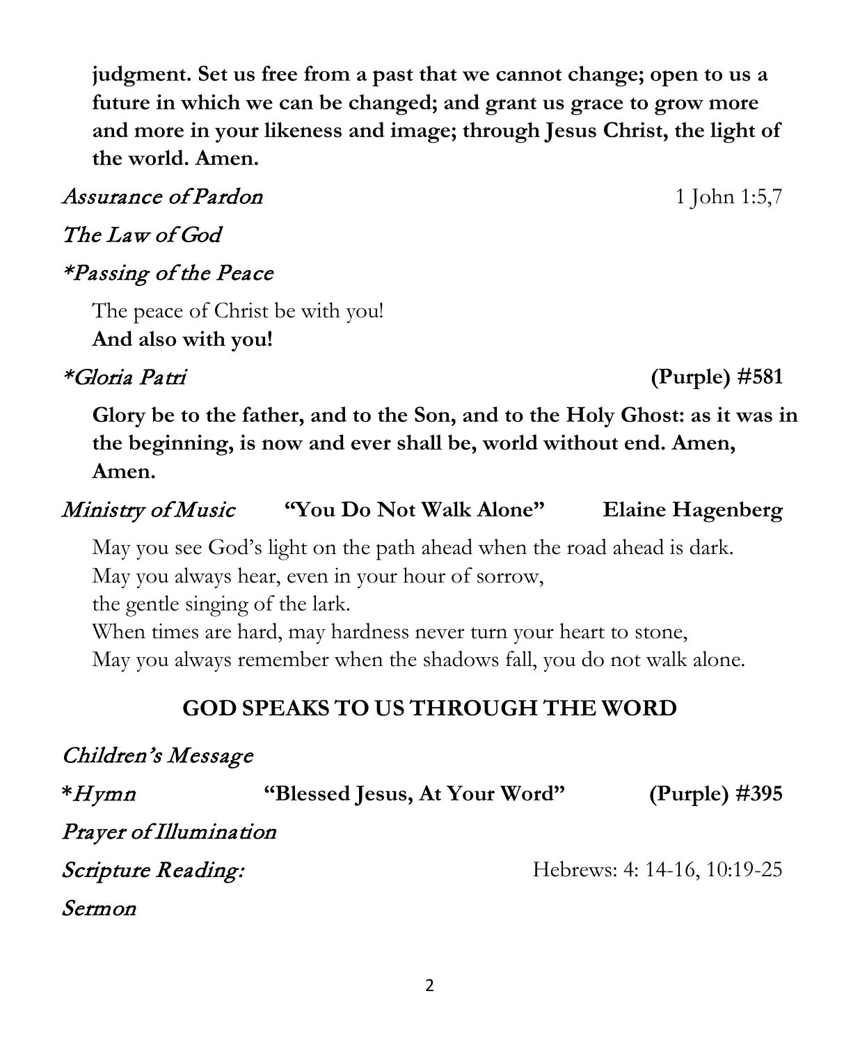**judgment. Set us free from a past that we cannot change; open to us a future in which we can be changed; and grant us grace to grow more and more in your likeness and image; through Jesus Christ, the light of the world. Amen.**

*Assurance of Pardon* 1 John 1:5,7

*The Law of God*

**Passing of the Peace*

The peace of Christ be with you!
**And also with you!**

**Gloria Patri* **(Purple) #581**

**Glory be to the father, and to the Son, and to the Holy Ghost: as it was in the beginning, is now and ever shall be, world without end. Amen, Amen.**

*Ministry of Music* **"You Do Not Walk Alone" Elaine Hagenberg**

May you see God's light on the path ahead when the road ahead is dark.
May you always hear, even in your hour of sorrow,
the gentle singing of the lark.
When times are hard, may hardness never turn your heart to stone,
May you always remember when the shadows fall, you do not walk alone.

## GOD SPEAKS TO US THROUGH THE WORD

*Children's Message*

**Hymn* **"Blessed Jesus, At Your Word" (Purple) #395**

*Prayer of Illumination*

*Scripture Reading:* Hebrews: 4: 14-16, 10:19-25

*Sermon*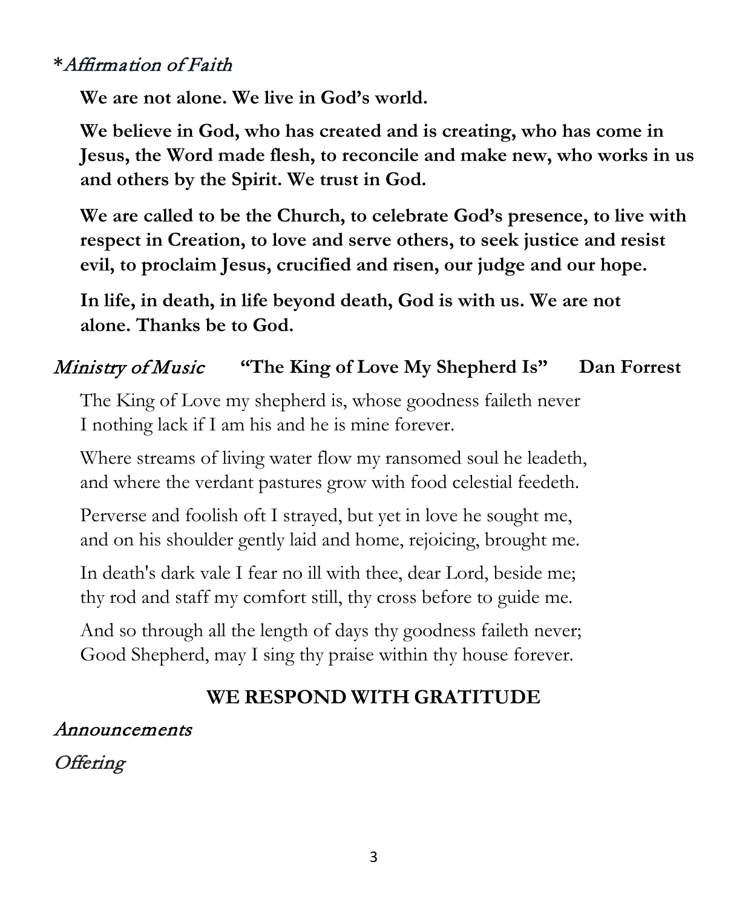*\*Affirmation of Faith*

**We are not alone. We live in God's world.**

**We believe in God, who has created and is creating, who has come in Jesus, the Word made flesh, to reconcile and make new, who works in us and others by the Spirit. We trust in God.**

**We are called to be the Church, to celebrate God's presence, to live with respect in Creation, to love and serve others, to seek justice and resist evil, to proclaim Jesus, crucified and risen, our judge and our hope.**

**In life, in death, in life beyond death, God is with us. We are not alone. Thanks be to God.**

*Ministry of Music* **"The King of Love My Shepherd Is" Dan Forrest**

The King of Love my shepherd is, whose goodness faileth never
I nothing lack if I am his and he is mine forever.

Where streams of living water flow my ransomed soul he leadeth,
and where the verdant pastures grow with food celestial feedeth.

Perverse and foolish oft I strayed, but yet in love he sought me,
and on his shoulder gently laid and home, rejoicing, brought me.

In death's dark vale I fear no ill with thee, dear Lord, beside me;
thy rod and staff my comfort still, thy cross before to guide me.

And so through all the length of days thy goodness faileth never;
Good Shepherd, may I sing thy praise within thy house forever.

## WE RESPOND WITH GRATITUDE

*Announcements*

*Offering*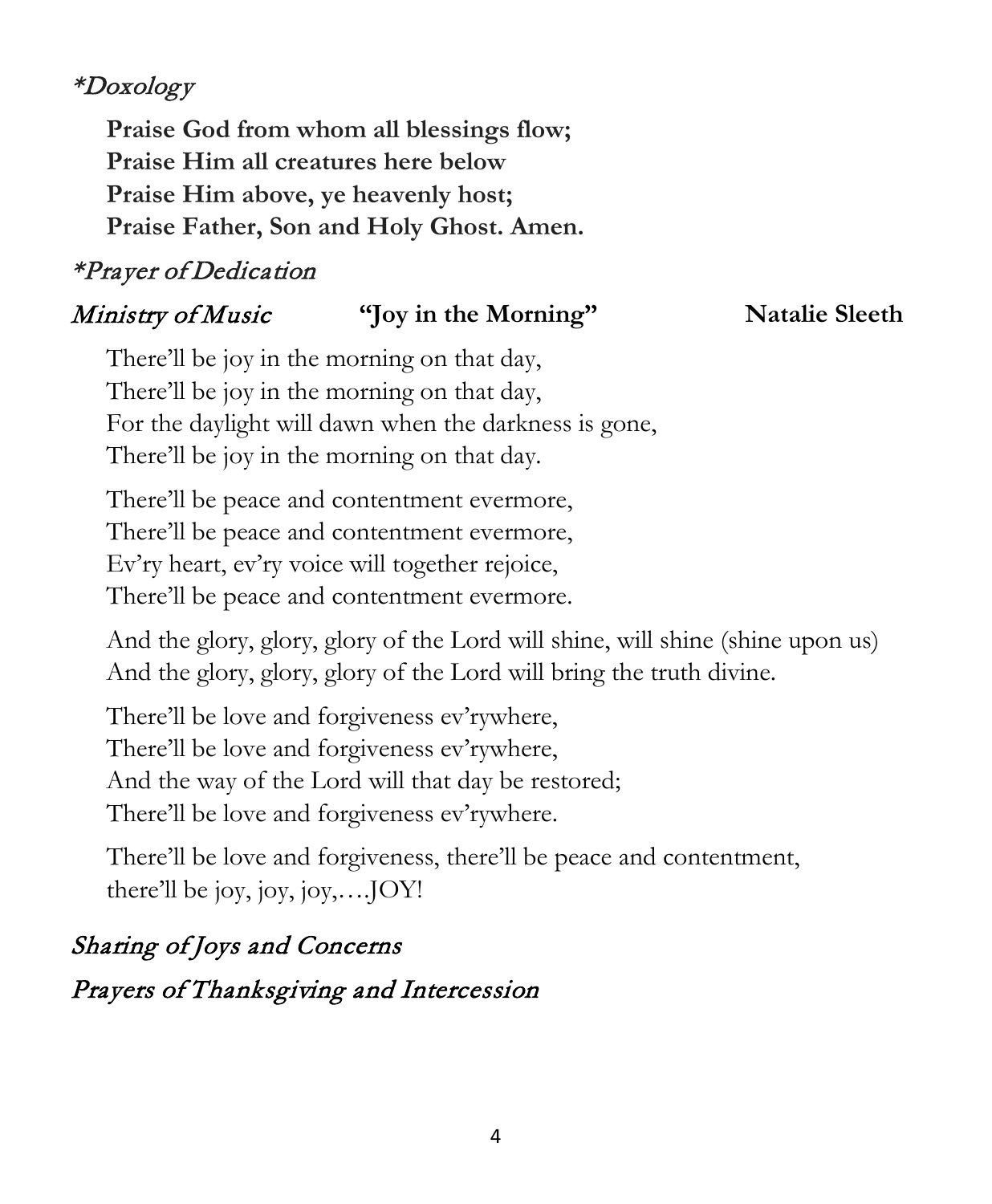*\*Doxology*

**Praise God from whom all blessings flow;**
**Praise Him all creatures here below**
**Praise Him above, ye heavenly host;**
**Praise Father, Son and Holy Ghost. Amen.**

*\*Prayer of Dedication*

*Ministry of Music* **"Joy in the Morning"** **Natalie Sleeth**

There'll be joy in the morning on that day,
There'll be joy in the morning on that day,
For the daylight will dawn when the darkness is gone,
There'll be joy in the morning on that day.

There'll be peace and contentment evermore,
There'll be peace and contentment evermore,
Ev'ry heart, ev'ry voice will together rejoice,
There'll be peace and contentment evermore.

And the glory, glory, glory of the Lord will shine, will shine (shine upon us)
And the glory, glory, glory of the Lord will bring the truth divine.

There'll be love and forgiveness ev'rywhere,
There'll be love and forgiveness ev'rywhere,
And the way of the Lord will that day be restored;
There'll be love and forgiveness ev'rywhere.

There'll be love and forgiveness, there'll be peace and contentment,
there'll be joy, joy, joy,….JOY!

*Sharing of Joys and Concerns*

*Prayers of Thanksgiving and Intercession*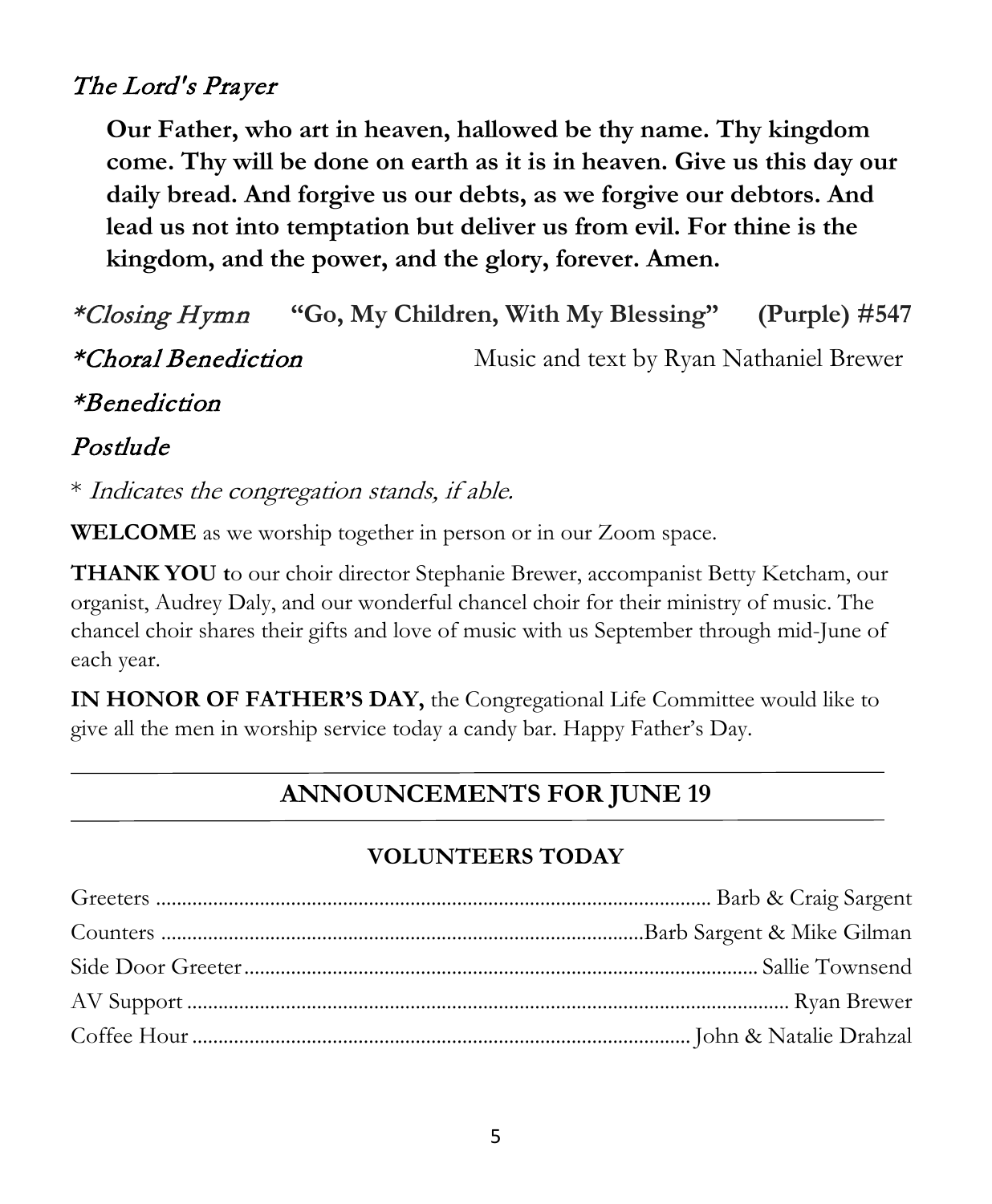*The Lord's Prayer*

**Our Father, who art in heaven, hallowed be thy name. Thy kingdom come. Thy will be done on earth as it is in heaven. Give us this day our daily bread. And forgive us our debts, as we forgive our debtors. And lead us not into temptation but deliver us from evil. For thine is the kingdom, and the power, and the glory, forever. Amen.**

*\*Closing Hymn* **"Go, My Children, With My Blessing" (Purple) #547**

*\*Choral Benediction* Music and text by Ryan Nathaniel Brewer

*\*Benediction*

*Postlude*

\* *Indicates the congregation stands, if able.*

**WELCOME** as we worship together in person or in our Zoom space.

**THANK YOU t**o our choir director Stephanie Brewer, accompanist Betty Ketcham, our organist, Audrey Daly, and our wonderful chancel choir for their ministry of music. The chancel choir shares their gifts and love of music with us September through mid-June of each year.

**IN HONOR OF FATHER'S DAY,** the Congregational Life Committee would like to give all the men in worship service today a candy bar. Happy Father's Day.

## ANNOUNCEMENTS FOR JUNE 19

### VOLUNTEERS TODAY

Greeters ........ Barb & Craig Sargent

Counters ........ Barb Sargent & Mike Gilman

Side Door Greeter ........ Sallie Townsend

AV Support ........ Ryan Brewer

Coffee Hour ........ John & Natalie Drahzal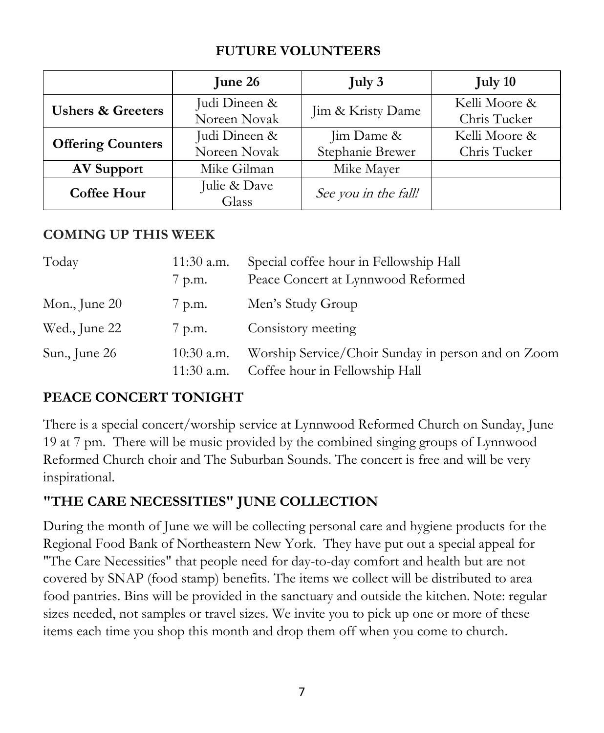## FUTURE VOLUNTEERS

| | June 26 | July 3 | July 10 |
|---|---|---|---|
| **Ushers & Greeters** | Judi Dineen & Noreen Novak | Jim & Kristy Dame | Kelli Moore & Chris Tucker |
| **Offering Counters** | Judi Dineen & Noreen Novak | Jim Dame & Stephanie Brewer | Kelli Moore & Chris Tucker |
| **AV Support** | Mike Gilman | Mike Mayer | |
| **Coffee Hour** | Julie & Dave Glass | *See you in the fall!* | |

### COMING UP THIS WEEK

| | | |
|---|---|---|
| Today | 11:30 a.m. | Special coffee hour in Fellowship Hall |
| | 7 p.m. | Peace Concert at Lynnwood Reformed |
| Mon., June 20 | 7 p.m. | Men's Study Group |
| Wed., June 22 | 7 p.m. | Consistory meeting |
| Sun., June 26 | 10:30 a.m. | Worship Service/Choir Sunday in person and on Zoom |
| | 11:30 a.m. | Coffee hour in Fellowship Hall |

## PEACE CONCERT TONIGHT

There is a special concert/worship service at Lynnwood Reformed Church on Sunday, June 19 at 7 pm. There will be music provided by the combined singing groups of Lynnwood Reformed Church choir and The Suburban Sounds. The concert is free and will be very inspirational.

## "THE CARE NECESSITIES" JUNE COLLECTION

During the month of June we will be collecting personal care and hygiene products for the Regional Food Bank of Northeastern New York. They have put out a special appeal for "The Care Necessities" that people need for day-to-day comfort and health but are not covered by SNAP (food stamp) benefits. The items we collect will be distributed to area food pantries. Bins will be provided in the sanctuary and outside the kitchen. Note: regular sizes needed, not samples or travel sizes. We invite you to pick up one or more of these items each time you shop this month and drop them off when you come to church.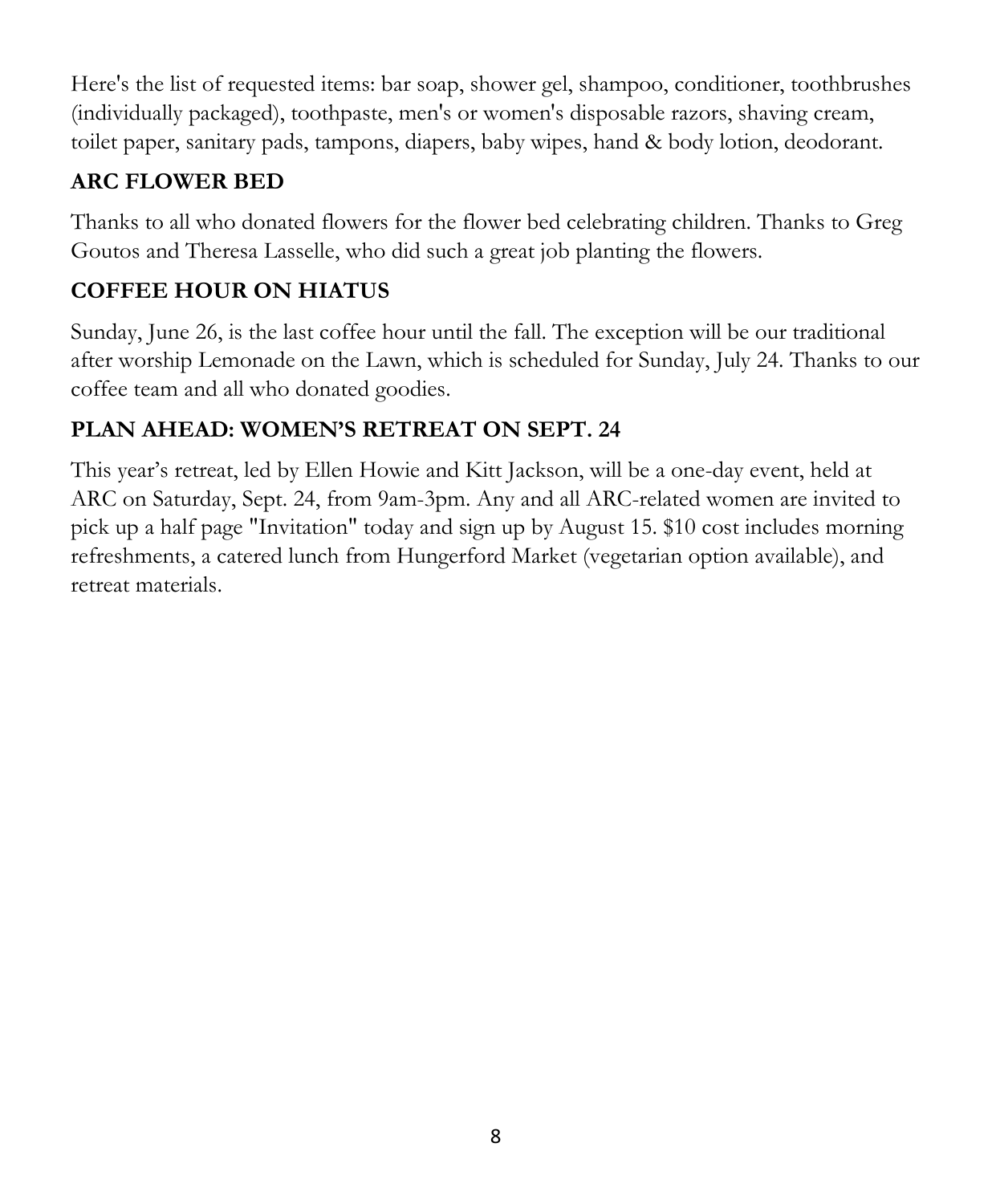Here's the list of requested items: bar soap, shower gel, shampoo, conditioner, toothbrushes (individually packaged), toothpaste, men's or women's disposable razors, shaving cream, toilet paper, sanitary pads, tampons, diapers, baby wipes, hand & body lotion, deodorant.

## ARC FLOWER BED

Thanks to all who donated flowers for the flower bed celebrating children. Thanks to Greg Goutos and Theresa Lasselle, who did such a great job planting the flowers.

## COFFEE HOUR ON HIATUS

Sunday, June 26, is the last coffee hour until the fall. The exception will be our traditional after worship Lemonade on the Lawn, which is scheduled for Sunday, July 24. Thanks to our coffee team and all who donated goodies.

## PLAN AHEAD: WOMEN'S RETREAT ON SEPT. 24

This year's retreat, led by Ellen Howie and Kitt Jackson, will be a one-day event, held at ARC on Saturday, Sept. 24, from 9am-3pm. Any and all ARC-related women are invited to pick up a half page "Invitation" today and sign up by August 15. $10 cost includes morning refreshments, a catered lunch from Hungerford Market (vegetarian option available), and retreat materials.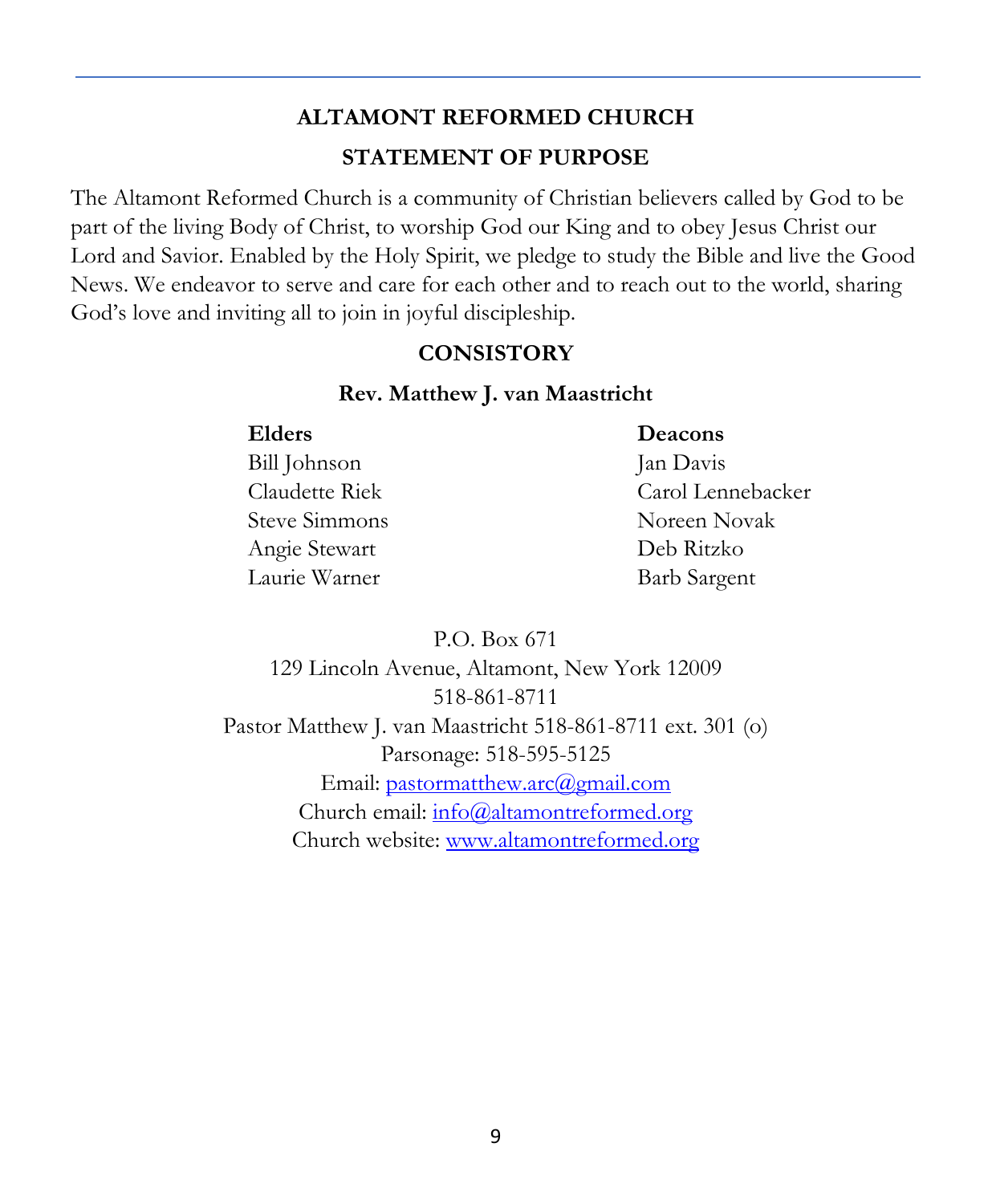## ALTAMONT REFORMED CHURCH

## STATEMENT OF PURPOSE

The Altamont Reformed Church is a community of Christian believers called by God to be part of the living Body of Christ, to worship God our King and to obey Jesus Christ our Lord and Savior. Enabled by the Holy Spirit, we pledge to study the Bible and live the Good News. We endeavor to serve and care for each other and to reach out to the world, sharing God's love and inviting all to join in joyful discipleship.

## CONSISTORY

**Rev. Matthew J. van Maastricht**

| **Elders** | **Deacons** |
|---|---|
| Bill Johnson | Jan Davis |
| Claudette Riek | Carol Lennebacker |
| Steve Simmons | Noreen Novak |
| Angie Stewart | Deb Ritzko |
| Laurie Warner | Barb Sargent |

P.O. Box 671
129 Lincoln Avenue, Altamont, New York 12009
518-861-8711
Pastor Matthew J. van Maastricht 518-861-8711 ext. 301 (o)
Parsonage: 518-595-5125
Email: pastormatthew.arc@gmail.com
Church email: info@altamontreformed.org
Church website: www.altamontreformed.org